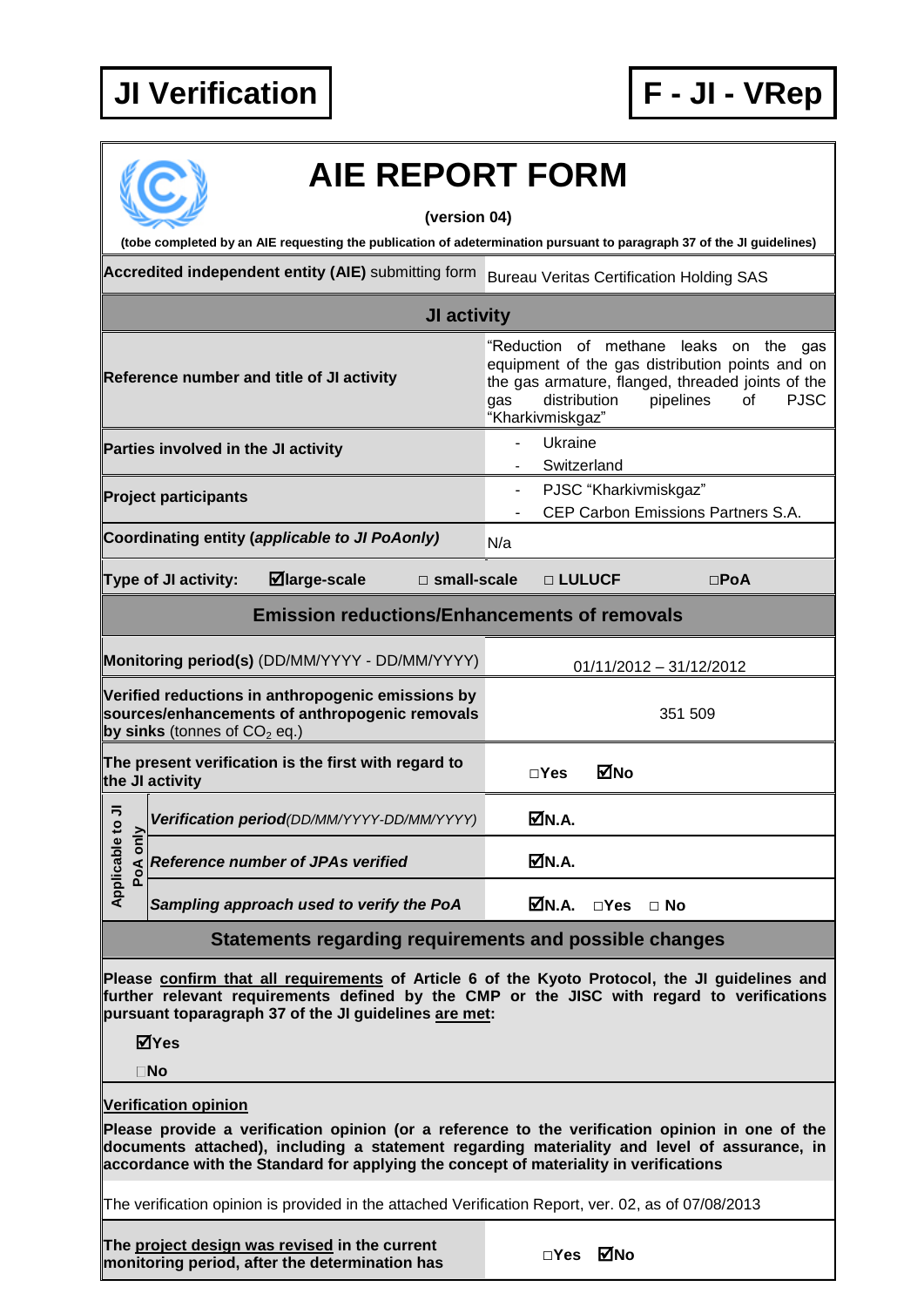**JI Verification** | **F - JI - VRep**

# AIE REPORT FORM

**(version 04)**

**(tobe completed by an AIE requesting the publication of adetermination pursuant to paragraph 37 of the JI guidelines)**

| | |
|---|---|
| **Accredited independent entity (AIE)** submitting form | Bureau Veritas Certification Holding SAS |
| **JI activity** | |
| **Reference number and title of JI activity** | "Reduction of methane leaks on the gas equipment of the gas distribution points and on the gas armature, flanged, threaded joints of the gas distribution pipelines of PJSC "Kharkivmiskgaz" |
| **Parties involved in the JI activity** | - Ukraine<br>- Switzerland |
| **Project participants** | - PJSC "Kharkivmiskgaz"<br>- CEP Carbon Emissions Partners S.A. |
| **Coordinating entity (*applicable to JI PoAonly*)** | N/a |
| **Type of JI activity:** ☑**large-scale** □ **small-scale** □ **LULUCF** □**PoA** | |
| **Emission reductions/Enhancements of removals** | |
| **Monitoring period(s)** (DD/MM/YYYY - DD/MM/YYYY) | 01/11/2012 – 31/12/2012 |
| **Verified reductions in anthropogenic emissions by sources/enhancements of anthropogenic removals by sinks** (tonnes of $CO_2$ eq.) | 351 509 |
| **The present verification is the first with regard to the JI activity** | □**Yes** ☑**No** |
| **Applicable to JI PoA only** — ***Verification period****(DD/MM/YYYY-DD/MM/YYYY)* | ☑**N.A.** |
| **Applicable to JI PoA only** — ***Reference number of JPAs verified*** | ☑**N.A.** |
| **Applicable to JI PoA only** — ***Sampling approach used to verify the PoA*** | ☑**N.A.** □**Yes** □ **No** |

**Statements regarding requirements and possible changes**

**Please confirm that all requirements of Article 6 of the Kyoto Protocol, the JI guidelines and further relevant requirements defined by the CMP or the JISC with regard to verifications pursuant toparagraph 37 of the JI guidelines are met:**

☑**Yes**

□**No**

**Verification opinion**

**Please provide a verification opinion (or a reference to the verification opinion in one of the documents attached), including a statement regarding materiality and level of assurance, in accordance with the Standard for applying the concept of materiality in verifications**

The verification opinion is provided in the attached Verification Report, ver. 02, as of 07/08/2013

| | |
|---|---|
| **The project design was revised in the current monitoring period, after the determination has** | □**Yes** ☑**No** |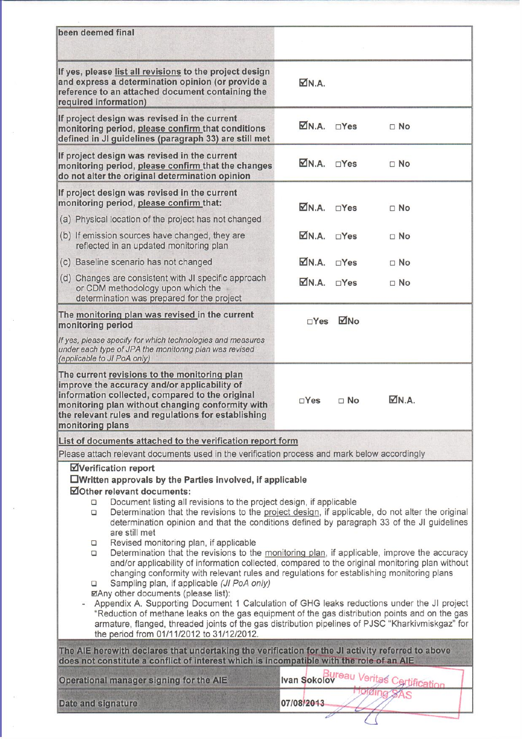| | |
|---|---|
| been deemed final | |
| If yes, please list all revisions to the project design and express a determination opinion (or provide a reference to an attached document containing the required information) | ☑N.A. |
| If project design was revised in the current monitoring period, please confirm that conditions defined in JI guidelines (paragraph 33) are still met | ☑N.A. ☐Yes ☐ No |
| If project design was revised in the current monitoring period, please confirm that the changes do not alter the original determination opinion | ☑N.A. ☐Yes ☐ No |
| If project design was revised in the current monitoring period, please confirm that:<br>(a) Physical location of the project has not changed | ☑N.A. ☐Yes ☐ No |
| (b) If emission sources have changed, they are reflected in an updated monitoring plan | ☑N.A. ☐Yes ☐ No |
| (c) Baseline scenario has not changed | ☑N.A. ☐Yes ☐ No |
| (d) Changes are consistent with JI specific approach or CDM methodology upon which the determination was prepared for the project | ☑N.A. ☐Yes ☐ No |
| The monitoring plan was revised in the current monitoring period<br>*If yes, please specify for which technologies and measures under each type of JPA the monitoring plan was revised (applicable to JI PoA only)* | ☐Yes ☑No |
| The current revisions to the monitoring plan improve the accuracy and/or applicability of information collected, compared to the original monitoring plan without changing conformity with the relevant rules and regulations for establishing monitoring plans | ☐Yes ☐ No ☑N.A. |

**List of documents attached to the verification report form**

Please attach relevant documents used in the verification process and mark below accordingly

☑**Verification report**

☐**Written approvals by the Parties involved, if applicable**

☑**Other relevant documents:**

- ☐ Document listing all revisions to the project design, if applicable
- ☐ Determination that the revisions to the project design, if applicable, do not alter the original determination opinion and that the conditions defined by paragraph 33 of the JI guidelines are still met
- ☐ Revised monitoring plan, if applicable
- ☐ Determination that the revisions to the monitoring plan, if applicable, improve the accuracy and/or applicability of information collected, compared to the original monitoring plan without changing conformity with relevant rules and regulations for establishing monitoring plans
- ☐ Sampling plan, if applicable *(JI PoA only)*

☑Any other documents (please list):

- Appendix A. Supporting Document 1 Calculation of GHG leaks reductions under the JI project "Reduction of methane leaks on the gas equipment of the gas distribution points and on the gas armature, flanged, threaded joints of the gas distribution pipelines of PJSC "Kharkivmiskgaz" for the period from 01/11/2012 to 31/12/2012.

The AIE herewith declares that undertaking the verification for the JI activity referred to above does not constitute a conflict of interest which is incompatible with the role of an AIE

| | |
|---|---|
| Operational manager signing for the AIE | Ivan Sokolov |
| Date and signature | 07/08/2013 |

Bureau Veritas Certification Holding SAS